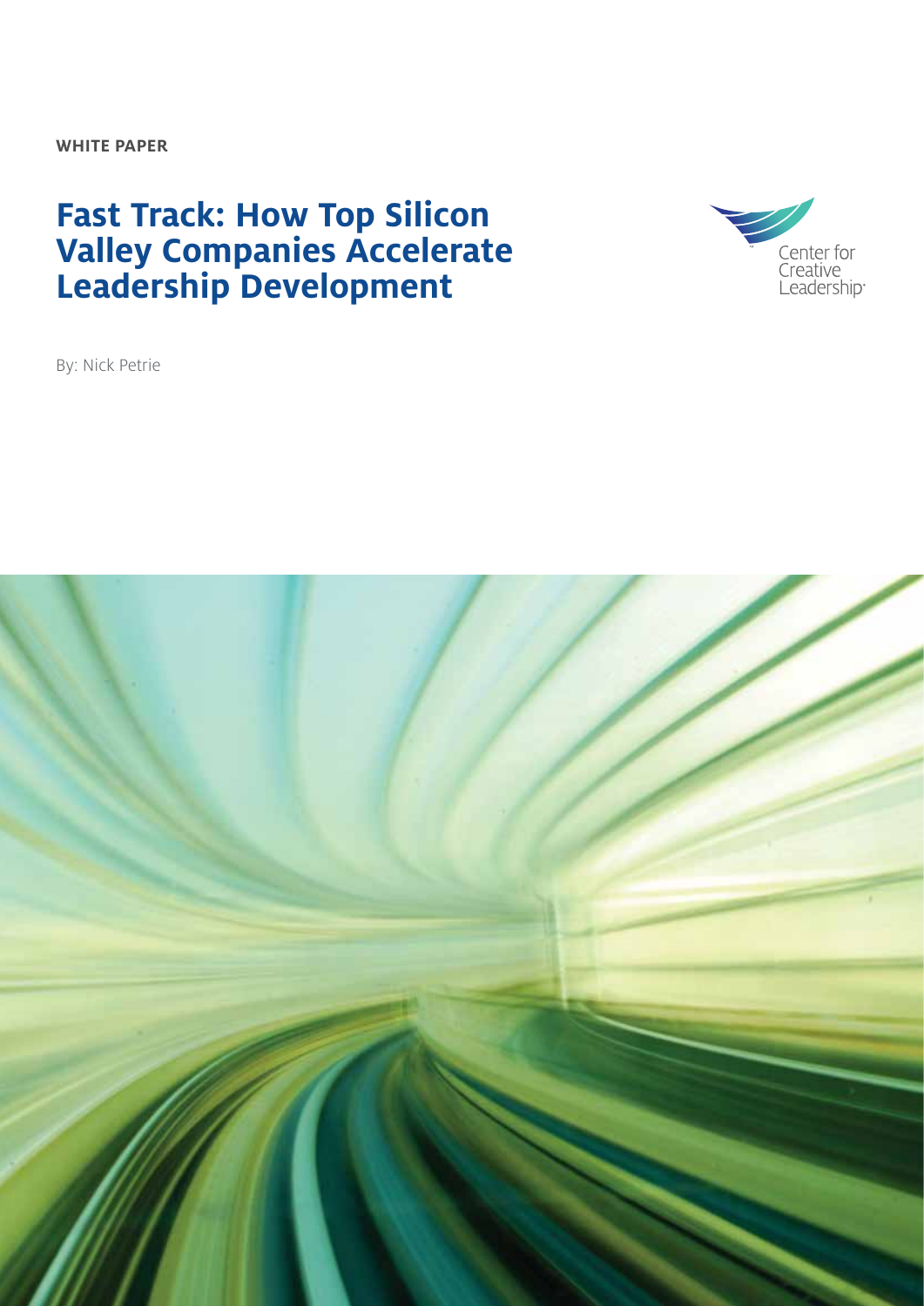**WHITE PAPER**

# Fast Track: How Top Silicon Valley Companies Accelerate Leadership Development

Center for Creative Leadership

By: Nick Petrie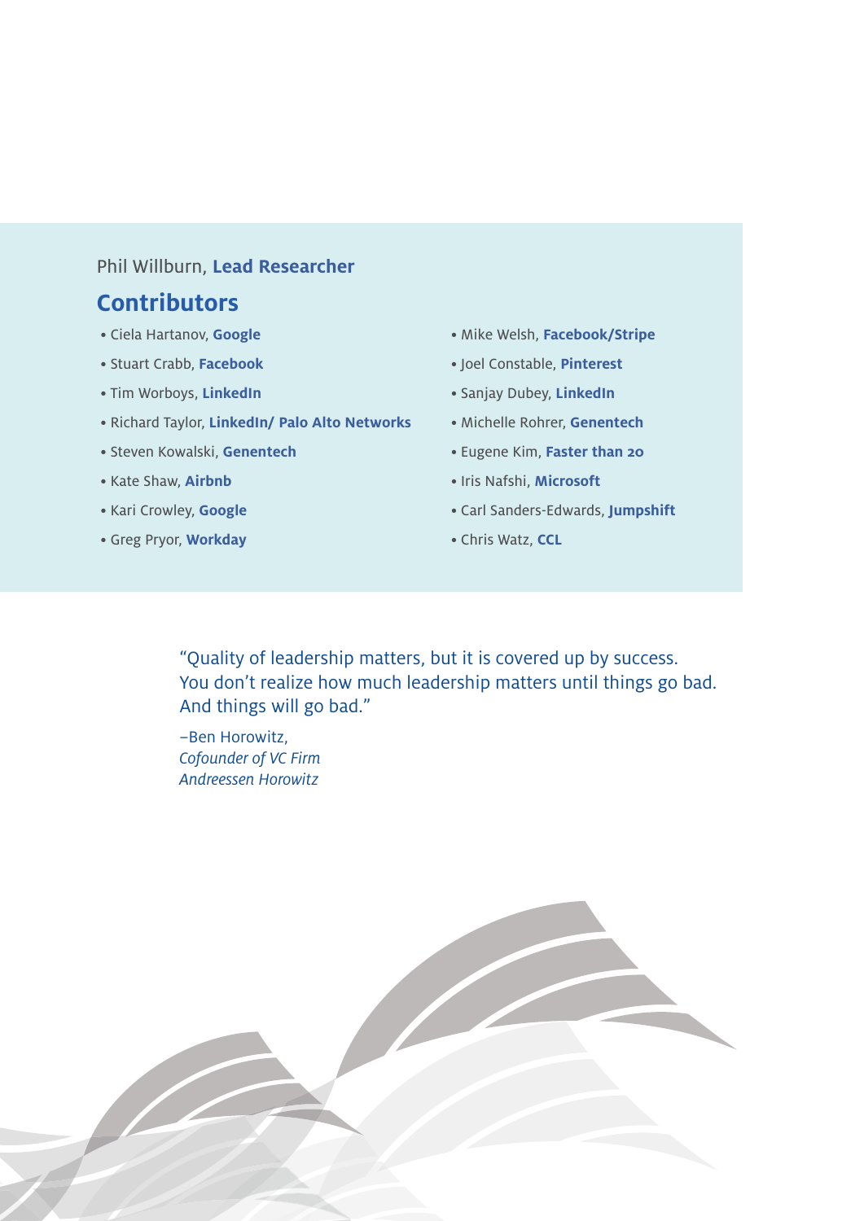Phil Willburn, **Lead Researcher**

## Contributors

- Ciela Hartanov, **Google**
- Stuart Crabb, **Facebook**
- Tim Worboys, **LinkedIn**
- Richard Taylor, **LinkedIn/ Palo Alto Networks**
- Steven Kowalski, **Genentech**
- Kate Shaw, **Airbnb**
- Kari Crowley, **Google**
- Greg Pryor, **Workday**
- Mike Welsh, **Facebook/Stripe**
- Joel Constable, **Pinterest**
- Sanjay Dubey, **LinkedIn**
- Michelle Rohrer, **Genentech**
- Eugene Kim, **Faster than 20**
- Iris Nafshi, **Microsoft**
- Carl Sanders-Edwards, **Jumpshift**
- Chris Watz, **CCL**

"Quality of leadership matters, but it is covered up by success. You don't realize how much leadership matters until things go bad. And things will go bad."

–Ben Horowitz,
*Cofounder of VC Firm Andreessen Horowitz*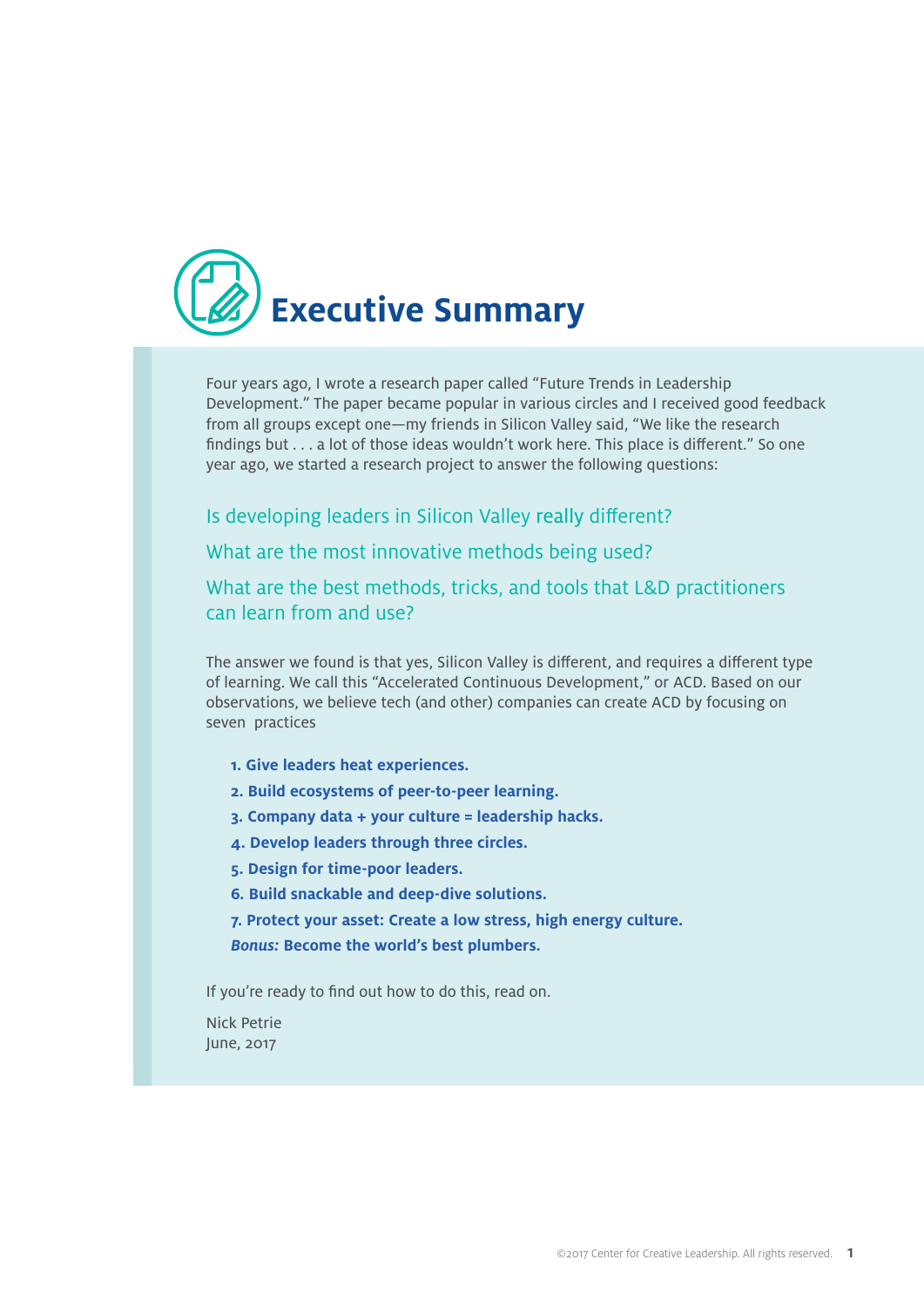# Executive Summary

Four years ago, I wrote a research paper called "Future Trends in Leadership Development." The paper became popular in various circles and I received good feedback from all groups except one—my friends in Silicon Valley said, "We like the research findings but . . . a lot of those ideas wouldn't work here. This place is different." So one year ago, we started a research project to answer the following questions:

Is developing leaders in Silicon Valley really different?

What are the most innovative methods being used?

What are the best methods, tricks, and tools that L&D practitioners can learn from and use?

The answer we found is that yes, Silicon Valley is different, and requires a different type of learning. We call this "Accelerated Continuous Development," or ACD. Based on our observations, we believe tech (and other) companies can create ACD by focusing on seven practices

1. **Give leaders heat experiences.**
2. **Build ecosystems of peer-to-peer learning.**
3. **Company data + your culture = leadership hacks.**
4. **Develop leaders through three circles.**
5. **Design for time-poor leaders.**
6. **Build snackable and deep-dive solutions.**
7. **Protect your asset: Create a low stress, high energy culture.**

***Bonus:*** **Become the world's best plumbers.**

If you're ready to find out how to do this, read on.

Nick Petrie
June, 2017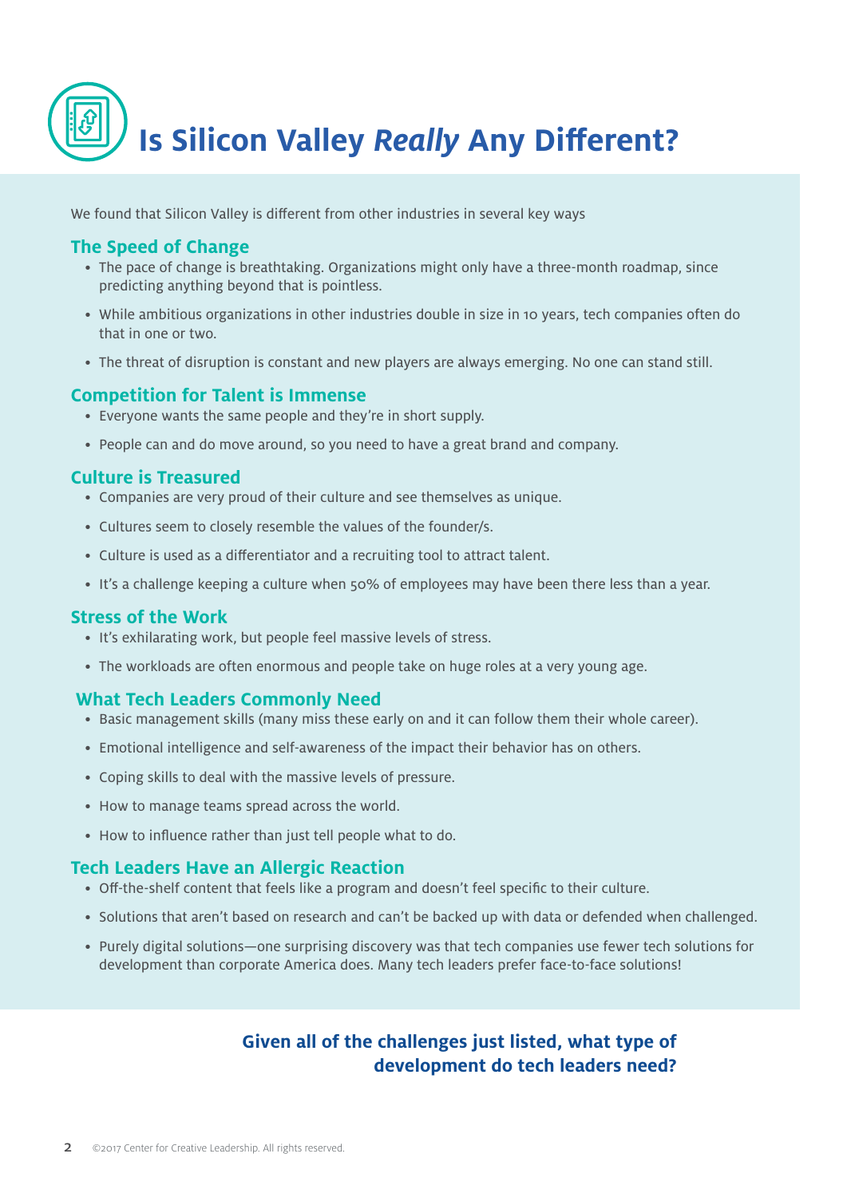# Is Silicon Valley *Really* Any Different?

We found that Silicon Valley is different from other industries in several key ways

## The Speed of Change

- The pace of change is breathtaking. Organizations might only have a three-month roadmap, since predicting anything beyond that is pointless.
- While ambitious organizations in other industries double in size in 10 years, tech companies often do that in one or two.
- The threat of disruption is constant and new players are always emerging. No one can stand still.

## Competition for Talent is Immense

- Everyone wants the same people and they're in short supply.
- People can and do move around, so you need to have a great brand and company.

## Culture is Treasured

- Companies are very proud of their culture and see themselves as unique.
- Cultures seem to closely resemble the values of the founder/s.
- Culture is used as a differentiator and a recruiting tool to attract talent.
- It's a challenge keeping a culture when 50% of employees may have been there less than a year.

## Stress of the Work

- It's exhilarating work, but people feel massive levels of stress.
- The workloads are often enormous and people take on huge roles at a very young age.

## What Tech Leaders Commonly Need

- Basic management skills (many miss these early on and it can follow them their whole career).
- Emotional intelligence and self-awareness of the impact their behavior has on others.
- Coping skills to deal with the massive levels of pressure.
- How to manage teams spread across the world.
- How to influence rather than just tell people what to do.

## Tech Leaders Have an Allergic Reaction

- Off-the-shelf content that feels like a program and doesn't feel specific to their culture.
- Solutions that aren't based on research and can't be backed up with data or defended when challenged.
- Purely digital solutions—one surprising discovery was that tech companies use fewer tech solutions for development than corporate America does. Many tech leaders prefer face-to-face solutions!

**Given all of the challenges just listed, what type of development do tech leaders need?**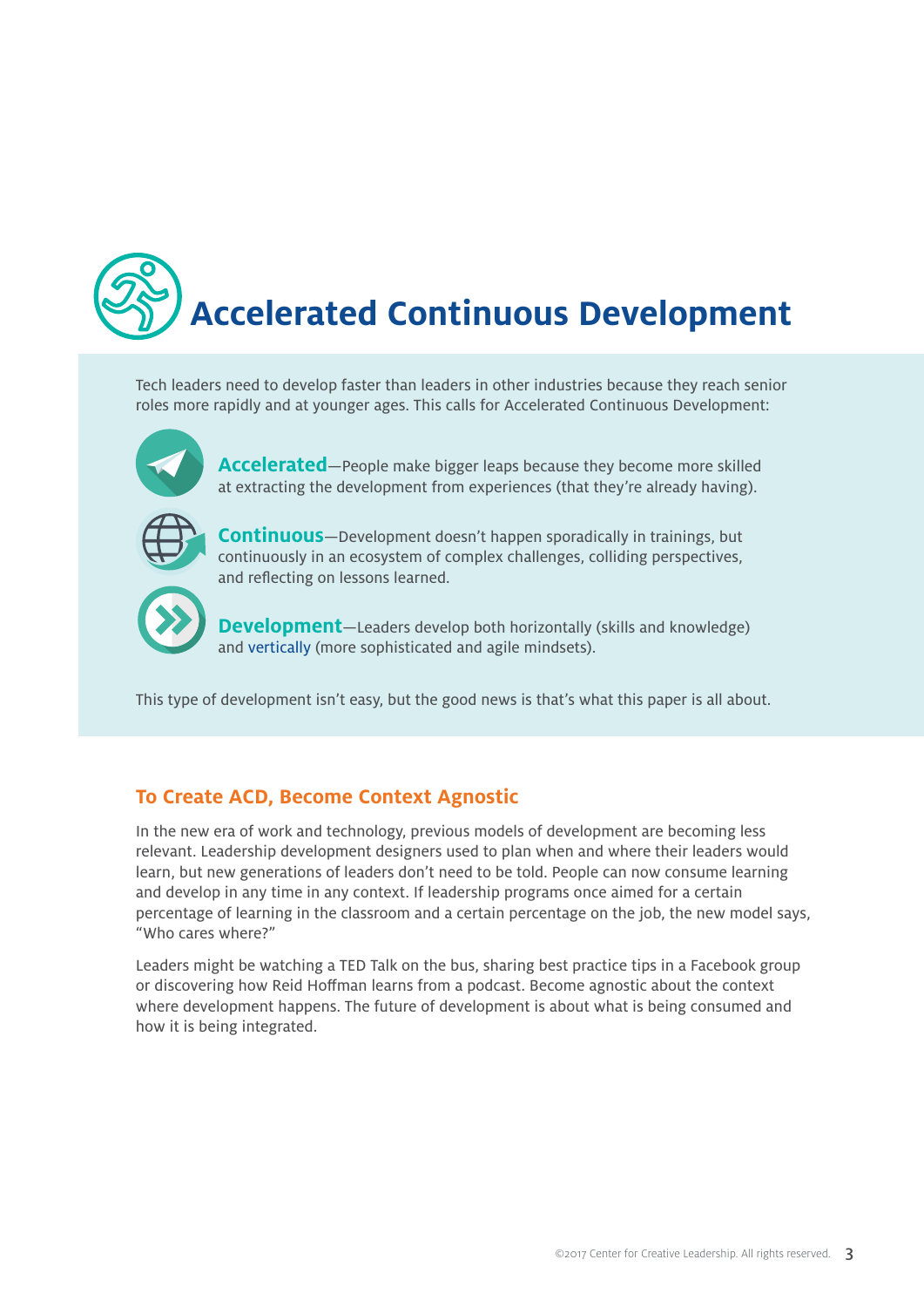# Accelerated Continuous Development

Tech leaders need to develop faster than leaders in other industries because they reach senior roles more rapidly and at younger ages. This calls for Accelerated Continuous Development:

**Accelerated**—People make bigger leaps because they become more skilled at extracting the development from experiences (that they're already having).

**Continuous**—Development doesn't happen sporadically in trainings, but continuously in an ecosystem of complex challenges, colliding perspectives, and reflecting on lessons learned.

**Development**—Leaders develop both horizontally (skills and knowledge) and vertically (more sophisticated and agile mindsets).

This type of development isn't easy, but the good news is that's what this paper is all about.

## To Create ACD, Become Context Agnostic

In the new era of work and technology, previous models of development are becoming less relevant. Leadership development designers used to plan when and where their leaders would learn, but new generations of leaders don't need to be told. People can now consume learning and develop in any time in any context. If leadership programs once aimed for a certain percentage of learning in the classroom and a certain percentage on the job, the new model says, "Who cares where?"

Leaders might be watching a TED Talk on the bus, sharing best practice tips in a Facebook group or discovering how Reid Hoffman learns from a podcast. Become agnostic about the context where development happens. The future of development is about what is being consumed and how it is being integrated.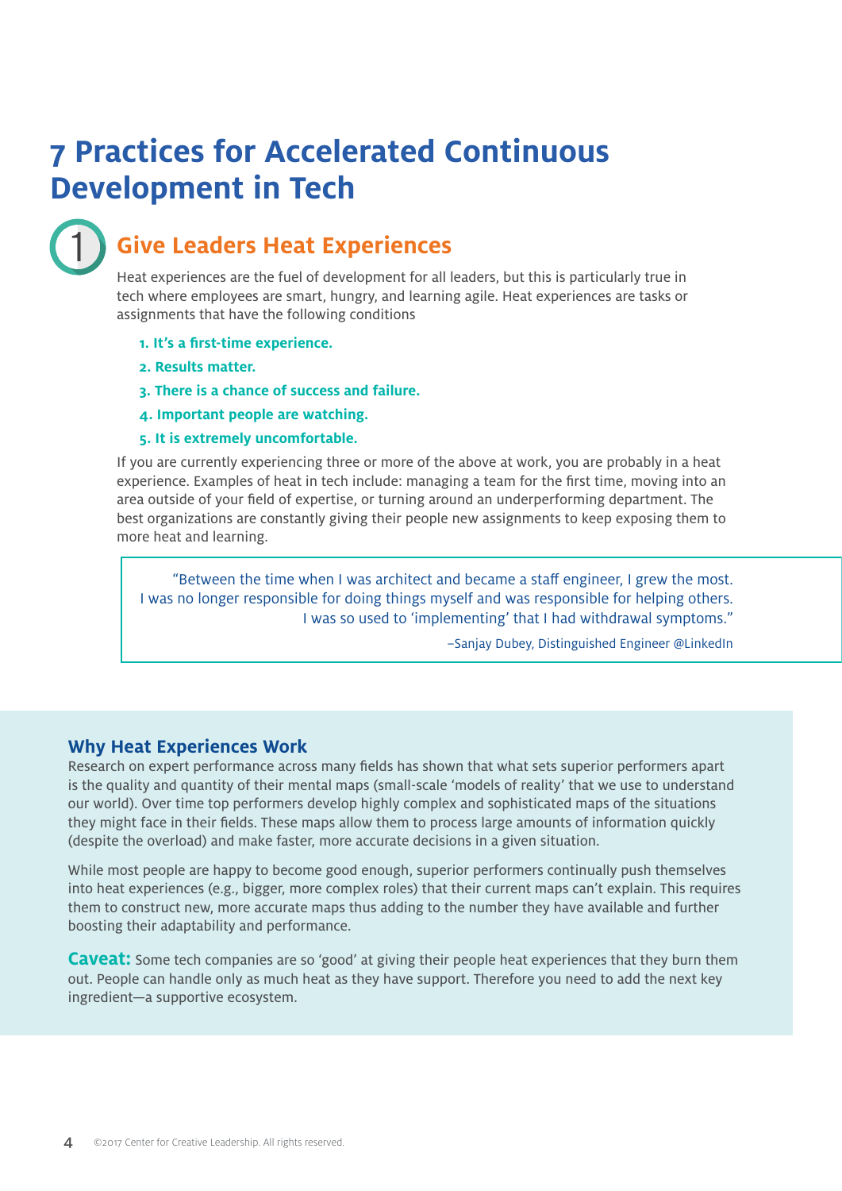# 7 Practices for Accelerated Continuous Development in Tech

## 1 Give Leaders Heat Experiences

Heat experiences are the fuel of development for all leaders, but this is particularly true in tech where employees are smart, hungry, and learning agile. Heat experiences are tasks or assignments that have the following conditions

1. **It's a first-time experience.**
2. **Results matter.**
3. **There is a chance of success and failure.**
4. **Important people are watching.**
5. **It is extremely uncomfortable.**

If you are currently experiencing three or more of the above at work, you are probably in a heat experience. Examples of heat in tech include: managing a team for the first time, moving into an area outside of your field of expertise, or turning around an underperforming department. The best organizations are constantly giving their people new assignments to keep exposing them to more heat and learning.

> "Between the time when I was architect and became a staff engineer, I grew the most. I was no longer responsible for doing things myself and was responsible for helping others. I was so used to 'implementing' that I had withdrawal symptoms."
>
> –Sanjay Dubey, Distinguished Engineer @LinkedIn

### Why Heat Experiences Work

Research on expert performance across many fields has shown that what sets superior performers apart is the quality and quantity of their mental maps (small-scale 'models of reality' that we use to understand our world). Over time top performers develop highly complex and sophisticated maps of the situations they might face in their fields. These maps allow them to process large amounts of information quickly (despite the overload) and make faster, more accurate decisions in a given situation.

While most people are happy to become good enough, superior performers continually push themselves into heat experiences (e.g., bigger, more complex roles) that their current maps can't explain. This requires them to construct new, more accurate maps thus adding to the number they have available and further boosting their adaptability and performance.

**Caveat:** Some tech companies are so 'good' at giving their people heat experiences that they burn them out. People can handle only as much heat as they have support. Therefore you need to add the next key ingredient—a supportive ecosystem.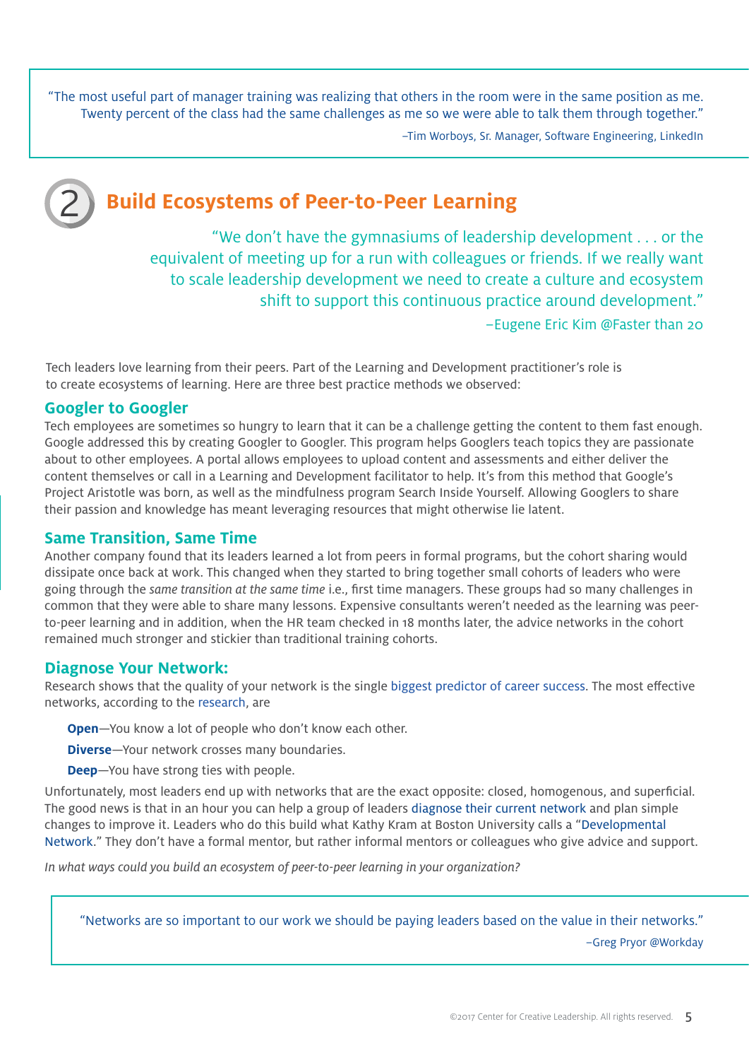> "The most useful part of manager training was realizing that others in the room were in the same position as me. Twenty percent of the class had the same challenges as me so we were able to talk them through together."
>
> –Tim Worboys, Sr. Manager, Software Engineering, LinkedIn

## 2 Build Ecosystems of Peer-to-Peer Learning

> "We don't have the gymnasiums of leadership development . . . or the equivalent of meeting up for a run with colleagues or friends. If we really want to scale leadership development we need to create a culture and ecosystem shift to support this continuous practice around development."
>
> –Eugene Eric Kim @Faster than 20

Tech leaders love learning from their peers. Part of the Learning and Development practitioner's role is to create ecosystems of learning. Here are three best practice methods we observed:

### Googler to Googler

Tech employees are sometimes so hungry to learn that it can be a challenge getting the content to them fast enough. Google addressed this by creating Googler to Googler. This program helps Googlers teach topics they are passionate about to other employees. A portal allows employees to upload content and assessments and either deliver the content themselves or call in a Learning and Development facilitator to help. It's from this method that Google's Project Aristotle was born, as well as the mindfulness program Search Inside Yourself. Allowing Googlers to share their passion and knowledge has meant leveraging resources that might otherwise lie latent.

### Same Transition, Same Time

Another company found that its leaders learned a lot from peers in formal programs, but the cohort sharing would dissipate once back at work. This changed when they started to bring together small cohorts of leaders who were going through the *same transition at the same time* i.e., first time managers. These groups had so many challenges in common that they were able to share many lessons. Expensive consultants weren't needed as the learning was peer-to-peer learning and in addition, when the HR team checked in 18 months later, the advice networks in the cohort remained much stronger and stickier than traditional training cohorts.

### Diagnose Your Network:

Research shows that the quality of your network is the single biggest predictor of career success. The most effective networks, according to the research, are

- **Open**—You know a lot of people who don't know each other.
- **Diverse**—Your network crosses many boundaries.
- **Deep**—You have strong ties with people.

Unfortunately, most leaders end up with networks that are the exact opposite: closed, homogenous, and superficial. The good news is that in an hour you can help a group of leaders diagnose their current network and plan simple changes to improve it. Leaders who do this build what Kathy Kram at Boston University calls a "Developmental Network." They don't have a formal mentor, but rather informal mentors or colleagues who give advice and support.

*In what ways could you build an ecosystem of peer-to-peer learning in your organization?*

> "Networks are so important to our work we should be paying leaders based on the value in their networks."
>
> –Greg Pryor @Workday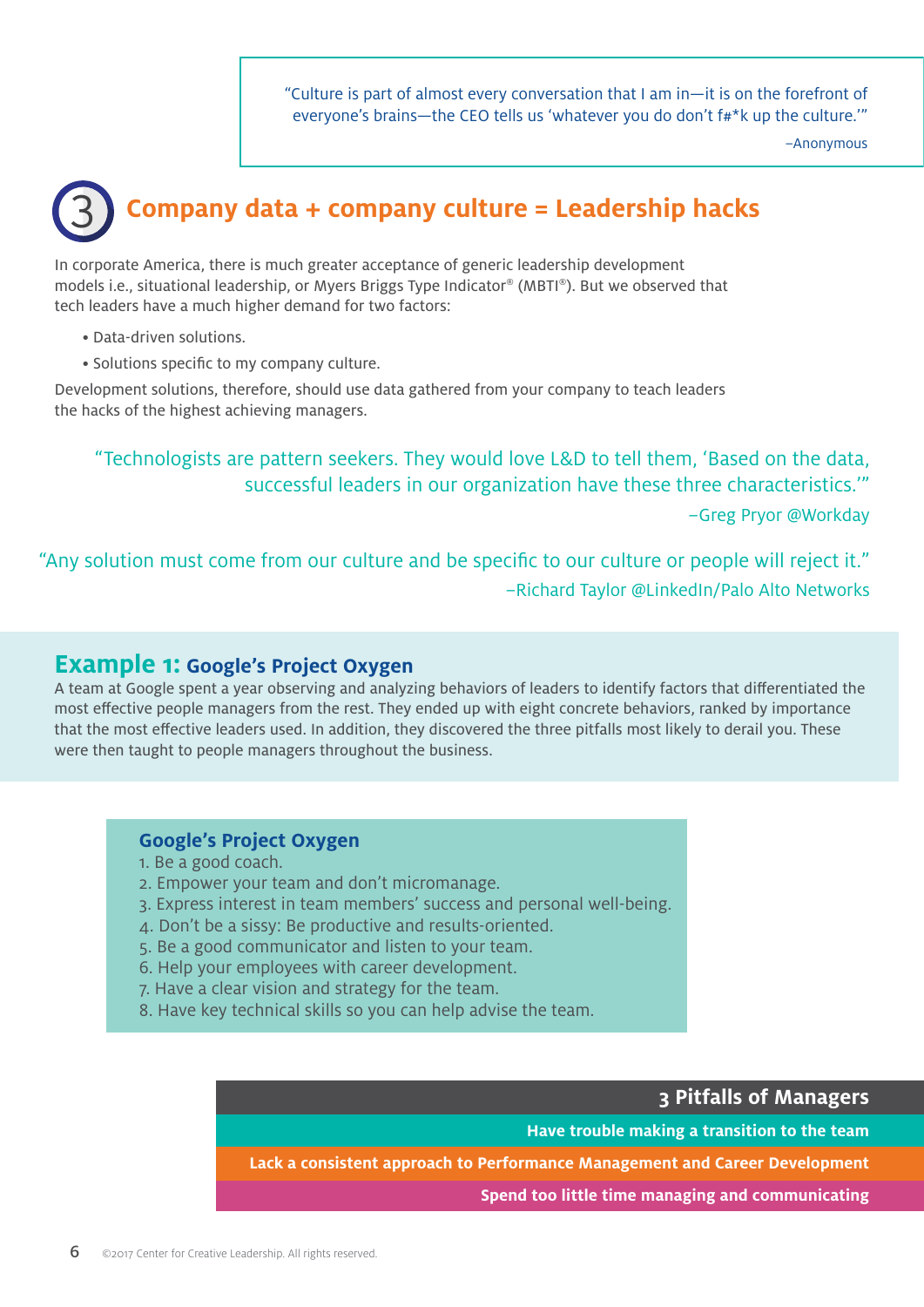> "Culture is part of almost every conversation that I am in—it is on the forefront of everyone's brains—the CEO tells us 'whatever you do don't f#*k up the culture.'"
>
> –Anonymous

## 3 Company data + company culture = Leadership hacks

In corporate America, there is much greater acceptance of generic leadership development models i.e., situational leadership, or Myers Briggs Type Indicator® (MBTI®). But we observed that tech leaders have a much higher demand for two factors:

- Data-driven solutions.
- Solutions specific to my company culture.

Development solutions, therefore, should use data gathered from your company to teach leaders the hacks of the highest achieving managers.

> "Technologists are pattern seekers. They would love L&D to tell them, 'Based on the data, successful leaders in our organization have these three characteristics.'"
>
> –Greg Pryor @Workday

> "Any solution must come from our culture and be specific to our culture or people will reject it."
>
> –Richard Taylor @LinkedIn/Palo Alto Networks

### Example 1: Google's Project Oxygen

A team at Google spent a year observing and analyzing behaviors of leaders to identify factors that differentiated the most effective people managers from the rest. They ended up with eight concrete behaviors, ranked by importance that the most effective leaders used. In addition, they discovered the three pitfalls most likely to derail you. These were then taught to people managers throughout the business.

**Google's Project Oxygen**

1. Be a good coach.
2. Empower your team and don't micromanage.
3. Express interest in team members' success and personal well-being.
4. Don't be a sissy: Be productive and results-oriented.
5. Be a good communicator and listen to your team.
6. Help your employees with career development.
7. Have a clear vision and strategy for the team.
8. Have key technical skills so you can help advise the team.

| 3 Pitfalls of Managers |
| --- |
| Have trouble making a transition to the team |
| Lack a consistent approach to Performance Management and Career Development |
| Spend too little time managing and communicating |

©2017 Center for Creative Leadership. All rights reserved.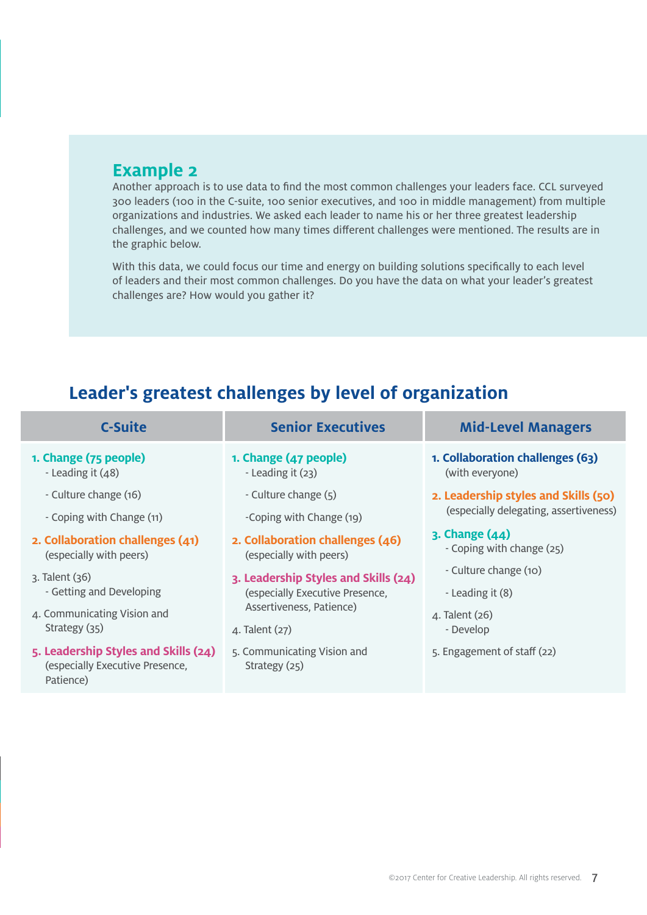## Example 2

Another approach is to use data to find the most common challenges your leaders face. CCL surveyed 300 leaders (100 in the C-suite, 100 senior executives, and 100 in middle management) from multiple organizations and industries. We asked each leader to name his or her three greatest leadership challenges, and we counted how many times different challenges were mentioned. The results are in the graphic below.

With this data, we could focus our time and energy on building solutions specifically to each level of leaders and their most common challenges. Do you have the data on what your leader's greatest challenges are? How would you gather it?

## Leader's greatest challenges by level of organization

| C-Suite | Senior Executives | Mid-Level Managers |
|---|---|---|
| **1. Change (75 people)**<br>- Leading it (48)<br>- Culture change (16)<br>- Coping with Change (11) | **1. Change (47 people)**<br>- Leading it (23)<br>- Culture change (5)<br>-Coping with Change (19) | **1. Collaboration challenges (63)**<br>(with everyone) |
| **2. Collaboration challenges (41)**<br>(especially with peers) | **2. Collaboration challenges (46)**<br>(especially with peers) | **2. Leadership styles and Skills (50)**<br>(especially delegating, assertiveness) |
| 3. Talent (36)<br>- Getting and Developing | **3. Leadership Styles and Skills (24)**<br>(especially Executive Presence, Assertiveness, Patience) | **3. Change (44)**<br>- Coping with change (25)<br>- Culture change (10)<br>- Leading it (8) |
| 4. Communicating Vision and Strategy (35) | 4. Talent (27) | 4. Talent (26)<br>- Develop |
| **5. Leadership Styles and Skills (24)**<br>(especially Executive Presence, Patience) | 5. Communicating Vision and Strategy (25) | 5. Engagement of staff (22) |

©2017 Center for Creative Leadership. All rights reserved.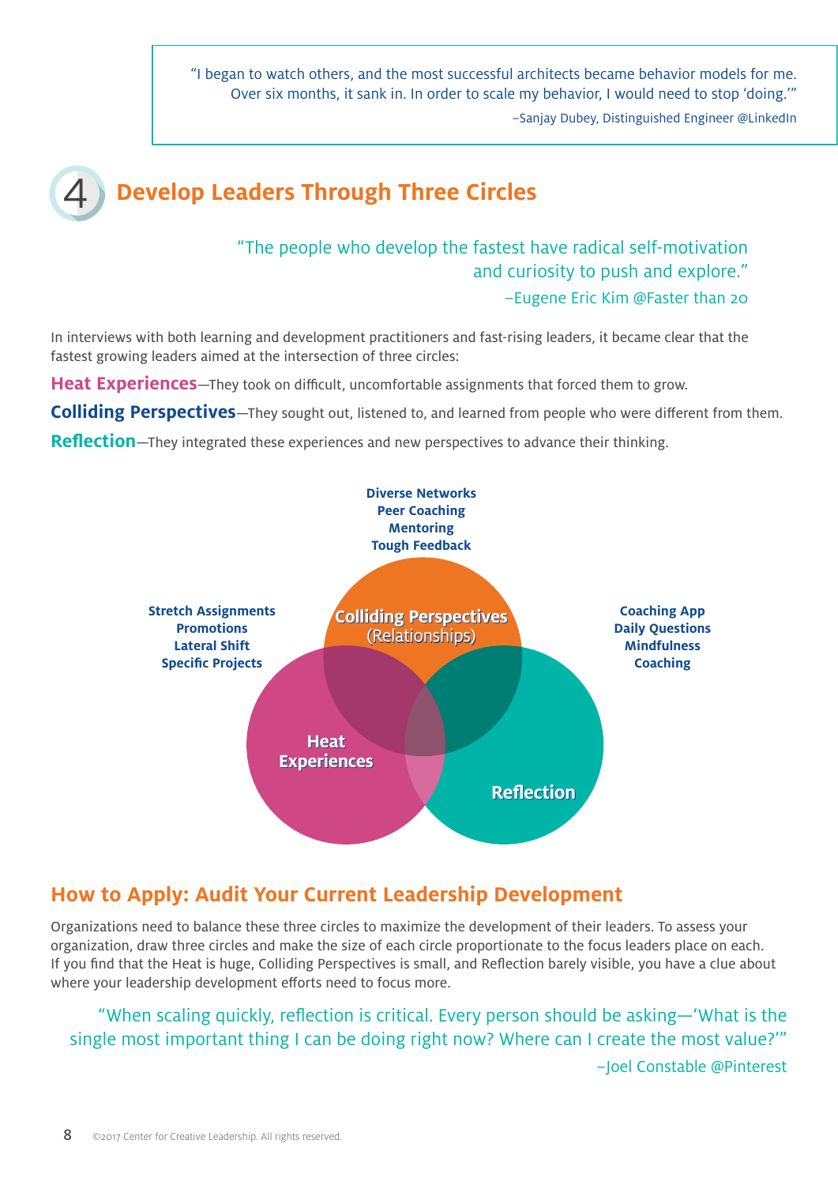> "I began to watch others, and the most successful architects became behavior models for me. Over six months, it sank in. In order to scale my behavior, I would need to stop 'doing.'"
>
> –Sanjay Dubey, Distinguished Engineer @LinkedIn

## 4 Develop Leaders Through Three Circles

> "The people who develop the fastest have radical self-motivation and curiosity to push and explore."
>
> –Eugene Eric Kim @Faster than 20

In interviews with both learning and development practitioners and fast-rising leaders, it became clear that the fastest growing leaders aimed at the intersection of three circles:

**Heat Experiences**—They took on difficult, uncomfortable assignments that forced them to grow.

**Colliding Perspectives**—They sought out, listened to, and learned from people who were different from them.

**Reflection**—They integrated these experiences and new perspectives to advance their thinking.

**Colliding Perspectives (Relationships)**
- Diverse Networks
- Peer Coaching
- Mentoring
- Tough Feedback

**Heat Experiences**
- Stretch Assignments
- Promotions
- Lateral Shift
- Specific Projects

**Reflection**
- Coaching App
- Daily Questions
- Mindfulness
- Coaching

### How to Apply: Audit Your Current Leadership Development

Organizations need to balance these three circles to maximize the development of their leaders. To assess your organization, draw three circles and make the size of each circle proportionate to the focus leaders place on each. If you find that the Heat is huge, Colliding Perspectives is small, and Reflection barely visible, you have a clue about where your leadership development efforts need to focus more.

> "When scaling quickly, reflection is critical. Every person should be asking—'What is the single most important thing I can be doing right now? Where can I create the most value?'"
>
> –Joel Constable @Pinterest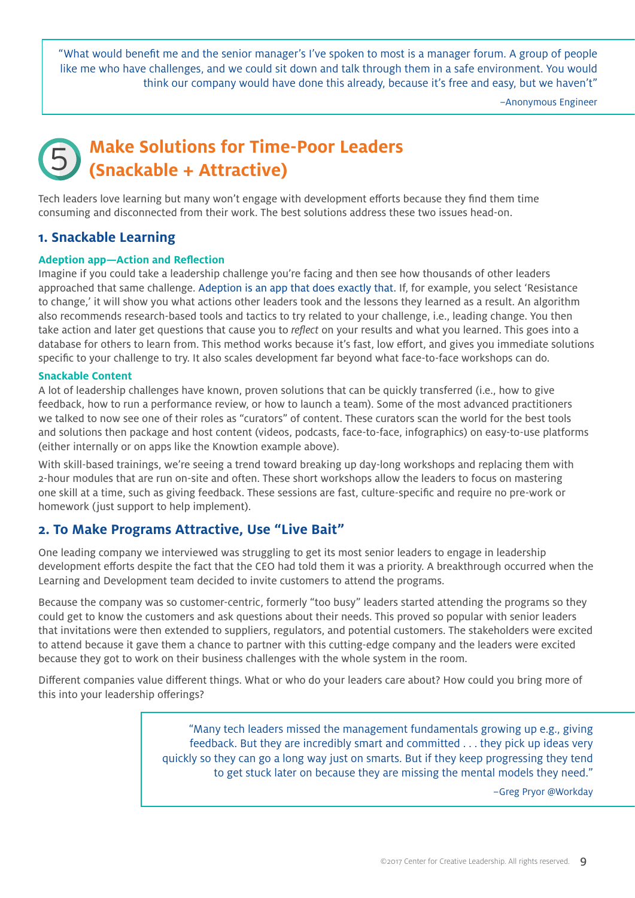> "What would benefit me and the senior manager's I've spoken to most is a manager forum. A group of people like me who have challenges, and we could sit down and talk through them in a safe environment. You would think our company would have done this already, because it's free and easy, but we haven't"
>
> –Anonymous Engineer

## 5 Make Solutions for Time-Poor Leaders (Snackable + Attractive)

Tech leaders love learning but many won't engage with development efforts because they find them time consuming and disconnected from their work. The best solutions address these two issues head-on.

### 1. Snackable Learning

#### Adeption app—Action and Reflection

Imagine if you could take a leadership challenge you're facing and then see how thousands of other leaders approached that same challenge. Adeption is an app that does exactly that. If, for example, you select 'Resistance to change,' it will show you what actions other leaders took and the lessons they learned as a result. An algorithm also recommends research-based tools and tactics to try related to your challenge, i.e., leading change. You then take action and later get questions that cause you to *reflect* on your results and what you learned. This goes into a database for others to learn from. This method works because it's fast, low effort, and gives you immediate solutions specific to your challenge to try. It also scales development far beyond what face-to-face workshops can do.

#### Snackable Content

A lot of leadership challenges have known, proven solutions that can be quickly transferred (i.e., how to give feedback, how to run a performance review, or how to launch a team). Some of the most advanced practitioners we talked to now see one of their roles as "curators" of content. These curators scan the world for the best tools and solutions then package and host content (videos, podcasts, face-to-face, infographics) on easy-to-use platforms (either internally or on apps like the Knowtion example above).

With skill-based trainings, we're seeing a trend toward breaking up day-long workshops and replacing them with 2-hour modules that are run on-site and often. These short workshops allow the leaders to focus on mastering one skill at a time, such as giving feedback. These sessions are fast, culture-specific and require no pre-work or homework (just support to help implement).

### 2. To Make Programs Attractive, Use "Live Bait"

One leading company we interviewed was struggling to get its most senior leaders to engage in leadership development efforts despite the fact that the CEO had told them it was a priority. A breakthrough occurred when the Learning and Development team decided to invite customers to attend the programs.

Because the company was so customer-centric, formerly "too busy" leaders started attending the programs so they could get to know the customers and ask questions about their needs. This proved so popular with senior leaders that invitations were then extended to suppliers, regulators, and potential customers. The stakeholders were excited to attend because it gave them a chance to partner with this cutting-edge company and the leaders were excited because they got to work on their business challenges with the whole system in the room.

Different companies value different things. What or who do your leaders care about? How could you bring more of this into your leadership offerings?

> "Many tech leaders missed the management fundamentals growing up e.g., giving feedback. But they are incredibly smart and committed . . . they pick up ideas very quickly so they can go a long way just on smarts. But if they keep progressing they tend to get stuck later on because they are missing the mental models they need."
>
> –Greg Pryor @Workday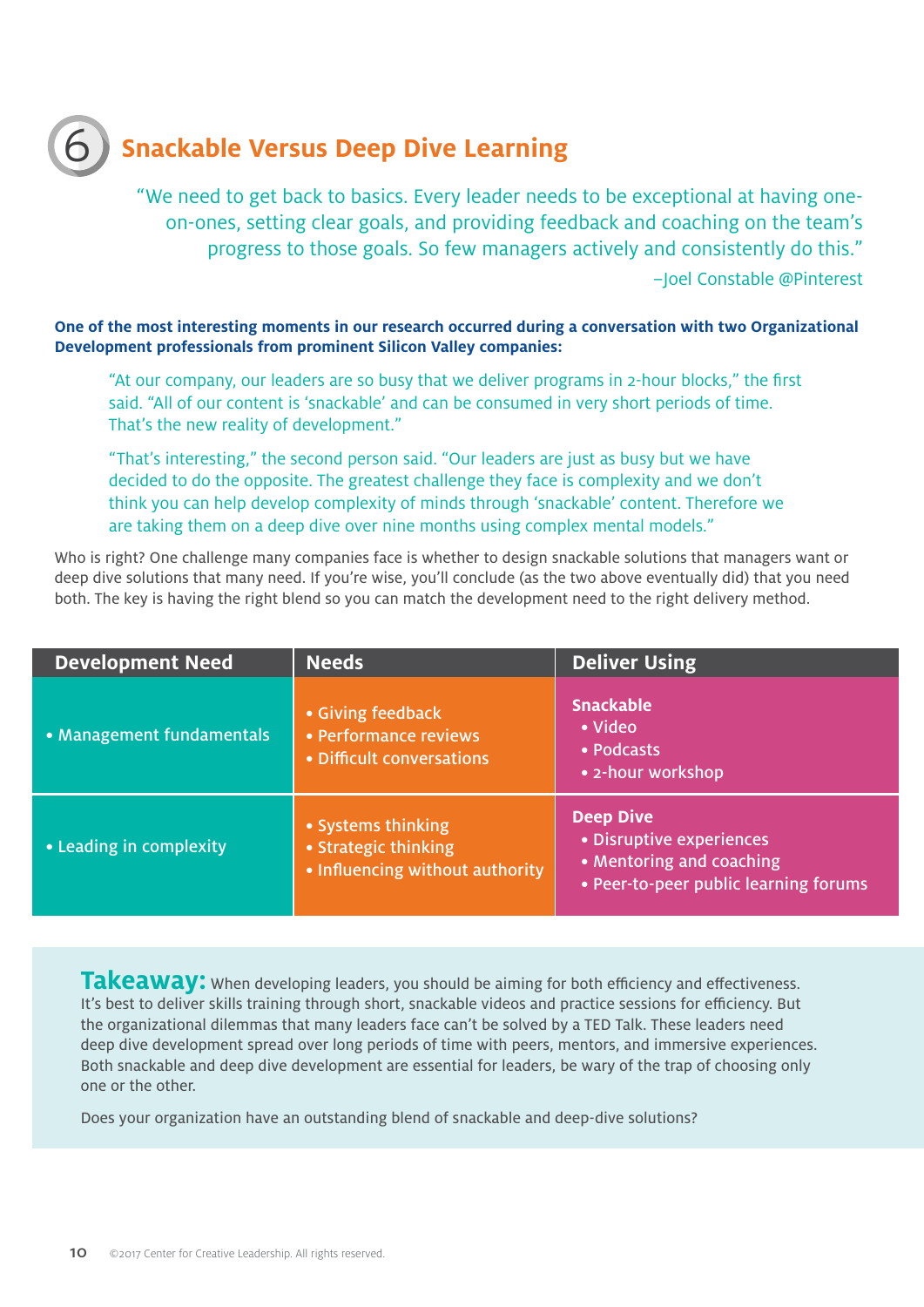## 6 Snackable Versus Deep Dive Learning

> "We need to get back to basics. Every leader needs to be exceptional at having one-on-ones, setting clear goals, and providing feedback and coaching on the team's progress to those goals. So few managers actively and consistently do this."
>
> –Joel Constable @Pinterest

**One of the most interesting moments in our research occurred during a conversation with two Organizational Development professionals from prominent Silicon Valley companies:**

"At our company, our leaders are so busy that we deliver programs in 2-hour blocks," the first said. "All of our content is 'snackable' and can be consumed in very short periods of time. That's the new reality of development."

"That's interesting," the second person said. "Our leaders are just as busy but we have decided to do the opposite. The greatest challenge they face is complexity and we don't think you can help develop complexity of minds through 'snackable' content. Therefore we are taking them on a deep dive over nine months using complex mental models."

Who is right? One challenge many companies face is whether to design snackable solutions that managers want or deep dive solutions that many need. If you're wise, you'll conclude (as the two above eventually did) that you need both. The key is having the right blend so you can match the development need to the right delivery method.

| Development Need | Needs | Deliver Using |
|---|---|---|
| • Management fundamentals | • Giving feedback<br>• Performance reviews<br>• Difficult conversations | **Snackable**<br>• Video<br>• Podcasts<br>• 2-hour workshop |
| • Leading in complexity | • Systems thinking<br>• Strategic thinking<br>• Influencing without authority | **Deep Dive**<br>• Disruptive experiences<br>• Mentoring and coaching<br>• Peer-to-peer public learning forums |

**Takeaway:** When developing leaders, you should be aiming for both efficiency and effectiveness. It's best to deliver skills training through short, snackable videos and practice sessions for efficiency. But the organizational dilemmas that many leaders face can't be solved by a TED Talk. These leaders need deep dive development spread over long periods of time with peers, mentors, and immersive experiences. Both snackable and deep dive development are essential for leaders, be wary of the trap of choosing only one or the other.

Does your organization have an outstanding blend of snackable and deep-dive solutions?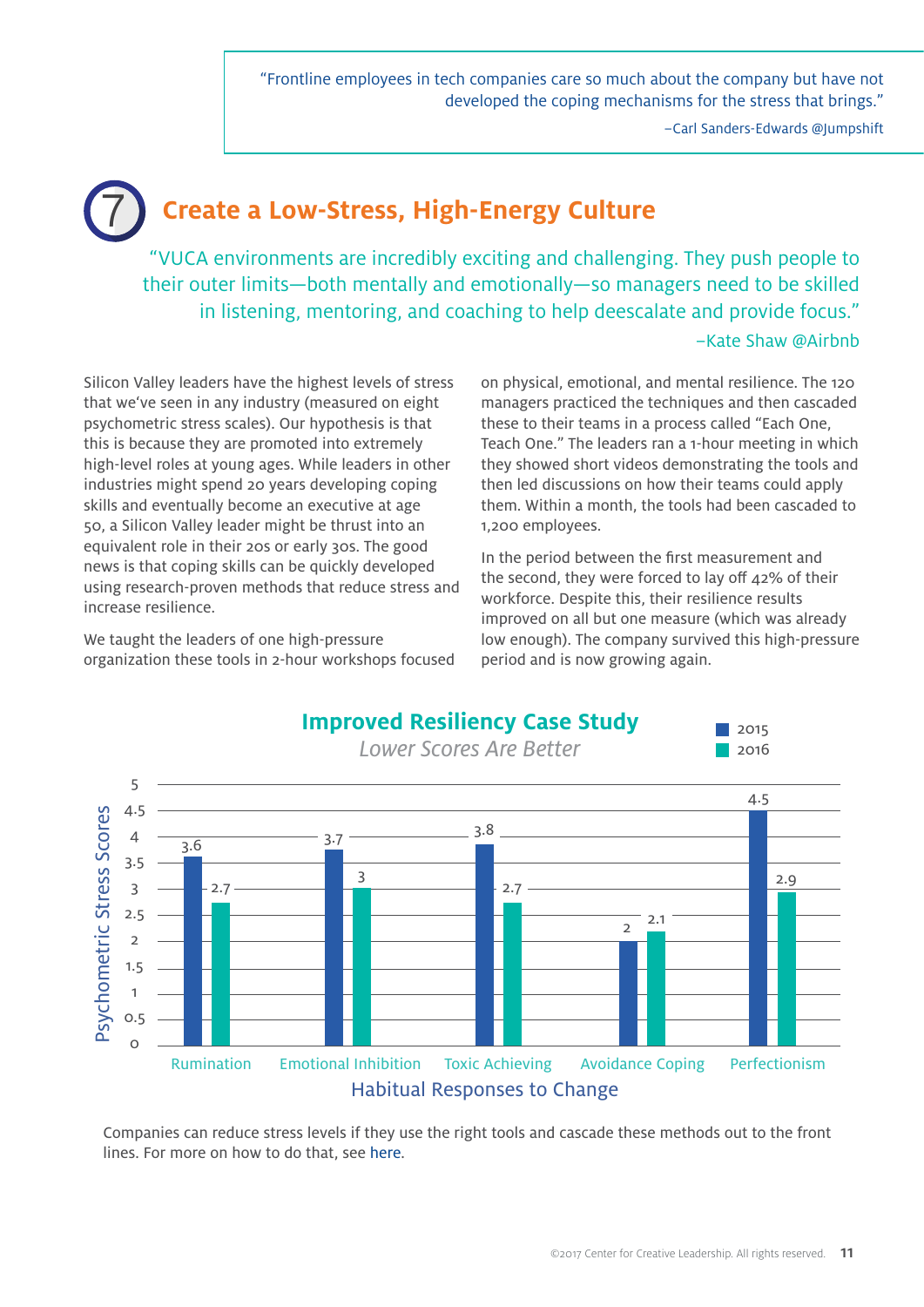> "Frontline employees in tech companies care so much about the company but have not developed the coping mechanisms for the stress that brings."
>
> –Carl Sanders-Edwards @Jumpshift

## 7 Create a Low-Stress, High-Energy Culture

> "VUCA environments are incredibly exciting and challenging. They push people to their outer limits—both mentally and emotionally—so managers need to be skilled in listening, mentoring, and coaching to help deescalate and provide focus."
>
> –Kate Shaw @Airbnb

Silicon Valley leaders have the highest levels of stress that we've seen in any industry (measured on eight psychometric stress scales). Our hypothesis is that this is because they are promoted into extremely high-level roles at young ages. While leaders in other industries might spend 20 years developing coping skills and eventually become an executive at age 50, a Silicon Valley leader might be thrust into an equivalent role in their 20s or early 30s. The good news is that coping skills can be quickly developed using research-proven methods that reduce stress and increase resilience.

We taught the leaders of one high-pressure organization these tools in 2-hour workshops focused on physical, emotional, and mental resilience. The 120 managers practiced the techniques and then cascaded these to their teams in a process called "Each One, Teach One." The leaders ran a 1-hour meeting in which they showed short videos demonstrating the tools and then led discussions on how their teams could apply them. Within a month, the tools had been cascaded to 1,200 employees.

In the period between the first measurement and the second, they were forced to lay off 42% of their workforce. Despite this, their resilience results improved on all but one measure (which was already low enough). The company survived this high-pressure period and is now growing again.

**Improved Resiliency Case Study**

*Lower Scores Are Better*

| Habitual Responses to Change | 2015 | 2016 |
|---|---|---|
| Rumination | 3.6 | 2.7 |
| Emotional Inhibition | 3.7 | 3 |
| Toxic Achieving | 3.8 | 2.7 |
| Avoidance Coping | 2 | 2.1 |
| Perfectionism | 4.5 | 2.9 |

Y-axis: Psychometric Stress Scores

Companies can reduce stress levels if they use the right tools and cascade these methods out to the front lines. For more on how to do that, see here.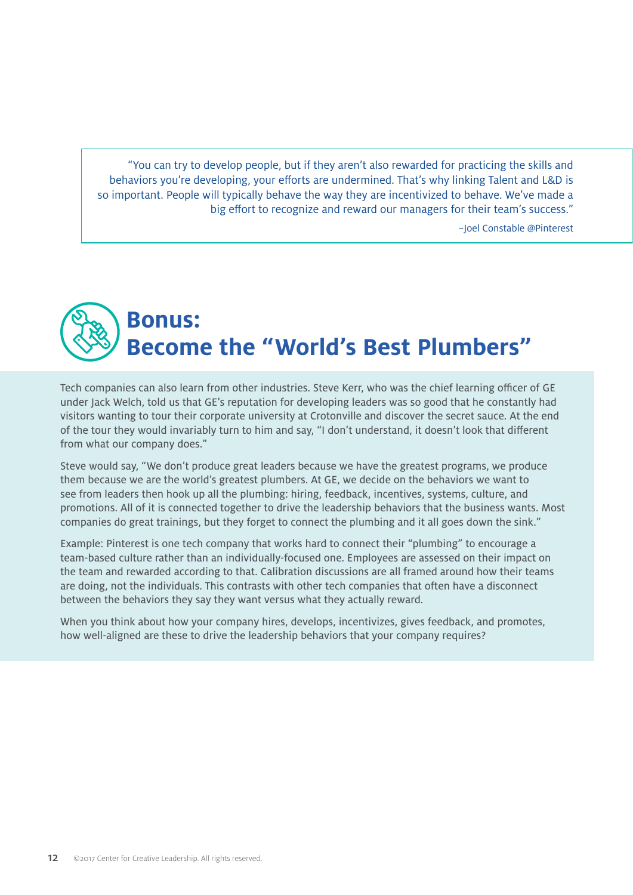> "You can try to develop people, but if they aren't also rewarded for practicing the skills and behaviors you're developing, your efforts are undermined. That's why linking Talent and L&D is so important. People will typically behave the way they are incentivized to behave. We've made a big effort to recognize and reward our managers for their team's success."
>
> –Joel Constable @Pinterest

## Bonus: Become the "World's Best Plumbers"

Tech companies can also learn from other industries. Steve Kerr, who was the chief learning officer of GE under Jack Welch, told us that GE's reputation for developing leaders was so good that he constantly had visitors wanting to tour their corporate university at Crotonville and discover the secret sauce. At the end of the tour they would invariably turn to him and say, "I don't understand, it doesn't look that different from what our company does."

Steve would say, "We don't produce great leaders because we have the greatest programs, we produce them because we are the world's greatest plumbers. At GE, we decide on the behaviors we want to see from leaders then hook up all the plumbing: hiring, feedback, incentives, systems, culture, and promotions. All of it is connected together to drive the leadership behaviors that the business wants. Most companies do great trainings, but they forget to connect the plumbing and it all goes down the sink."

Example: Pinterest is one tech company that works hard to connect their "plumbing" to encourage a team-based culture rather than an individually-focused one. Employees are assessed on their impact on the team and rewarded according to that. Calibration discussions are all framed around how their teams are doing, not the individuals. This contrasts with other tech companies that often have a disconnect between the behaviors they say they want versus what they actually reward.

When you think about how your company hires, develops, incentivizes, gives feedback, and promotes, how well-aligned are these to drive the leadership behaviors that your company requires?

©2017 Center for Creative Leadership. All rights reserved.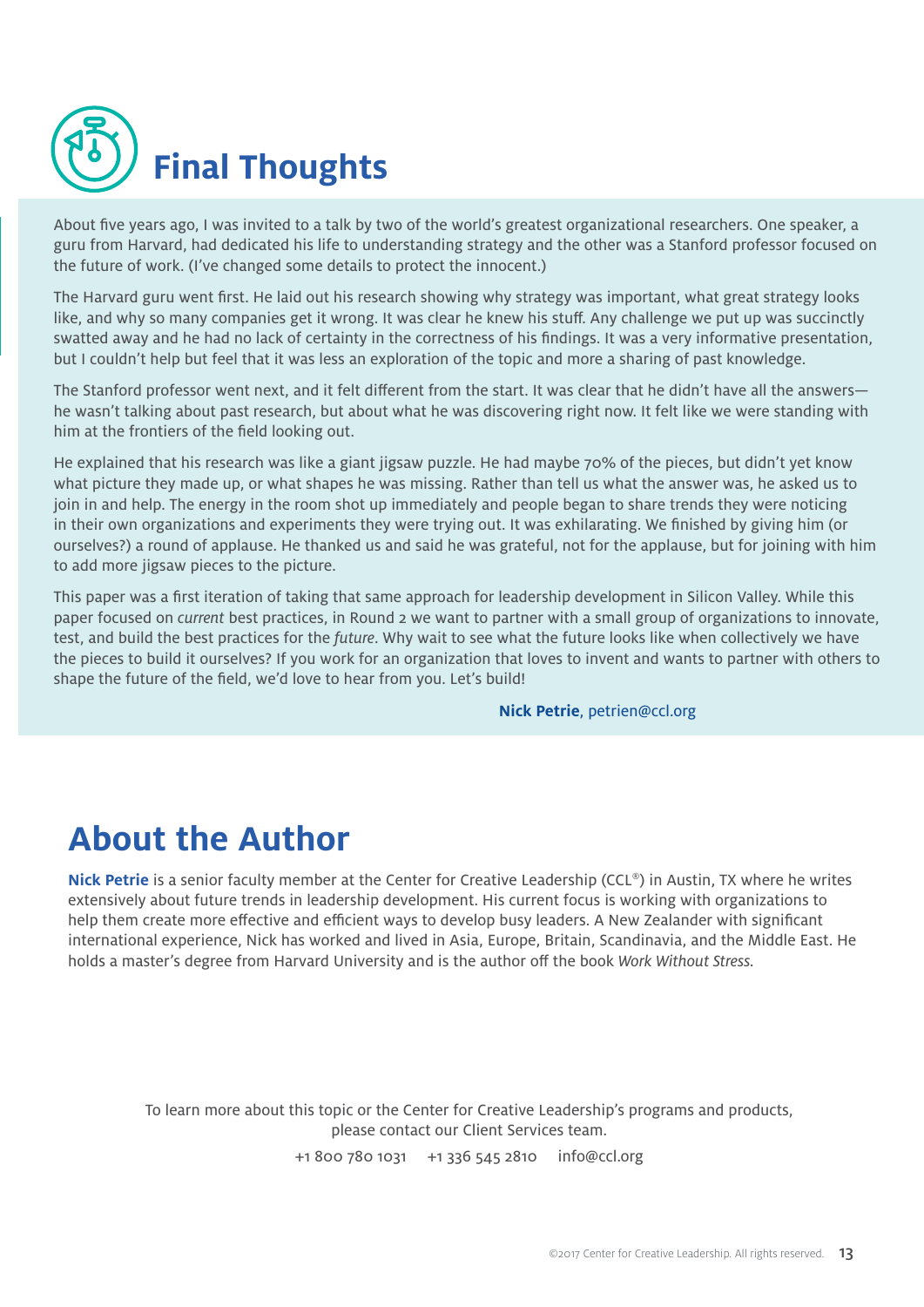# Final Thoughts

About five years ago, I was invited to a talk by two of the world's greatest organizational researchers. One speaker, a guru from Harvard, had dedicated his life to understanding strategy and the other was a Stanford professor focused on the future of work. (I've changed some details to protect the innocent.)

The Harvard guru went first. He laid out his research showing why strategy was important, what great strategy looks like, and why so many companies get it wrong. It was clear he knew his stuff. Any challenge we put up was succinctly swatted away and he had no lack of certainty in the correctness of his findings. It was a very informative presentation, but I couldn't help but feel that it was less an exploration of the topic and more a sharing of past knowledge.

The Stanford professor went next, and it felt different from the start. It was clear that he didn't have all the answers—he wasn't talking about past research, but about what he was discovering right now. It felt like we were standing with him at the frontiers of the field looking out.

He explained that his research was like a giant jigsaw puzzle. He had maybe 70% of the pieces, but didn't yet know what picture they made up, or what shapes he was missing. Rather than tell us what the answer was, he asked us to join in and help. The energy in the room shot up immediately and people began to share trends they were noticing in their own organizations and experiments they were trying out. It was exhilarating. We finished by giving him (or ourselves?) a round of applause. He thanked us and said he was grateful, not for the applause, but for joining with him to add more jigsaw pieces to the picture.

This paper was a first iteration of taking that same approach for leadership development in Silicon Valley. While this paper focused on *current* best practices, in Round 2 we want to partner with a small group of organizations to innovate, test, and build the best practices for the *future*. Why wait to see what the future looks like when collectively we have the pieces to build it ourselves? If you work for an organization that loves to invent and wants to partner with others to shape the future of the field, we'd love to hear from you. Let's build!

**Nick Petrie**, petrien@ccl.org

# About the Author

**Nick Petrie** is a senior faculty member at the Center for Creative Leadership (CCL®) in Austin, TX where he writes extensively about future trends in leadership development. His current focus is working with organizations to help them create more effective and efficient ways to develop busy leaders. A New Zealander with significant international experience, Nick has worked and lived in Asia, Europe, Britain, Scandinavia, and the Middle East. He holds a master's degree from Harvard University and is the author off the book *Work Without Stress*.

To learn more about this topic or the Center for Creative Leadership's programs and products, please contact our Client Services team.

+1 800 780 1031 +1 336 545 2810 info@ccl.org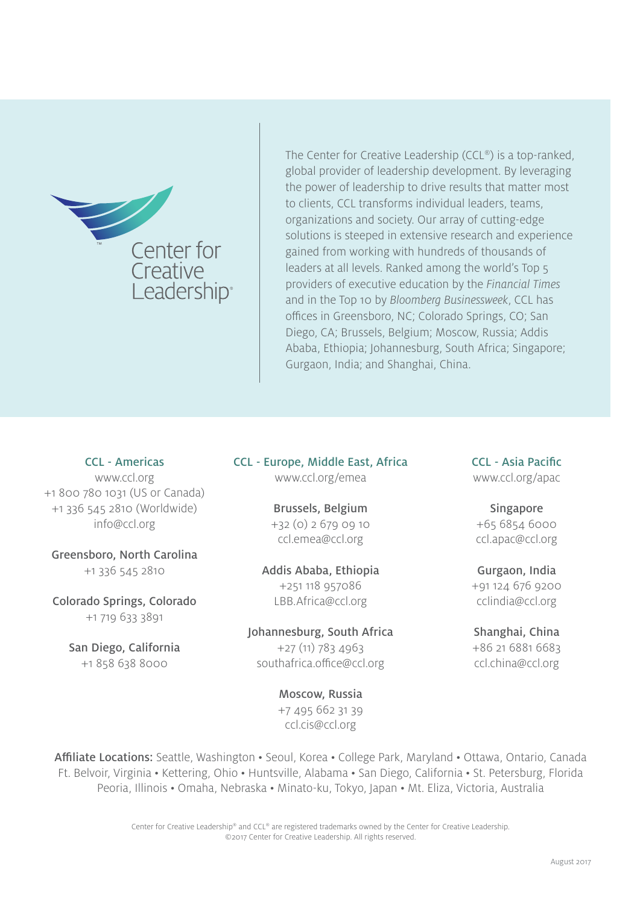Center for Creative Leadership

The Center for Creative Leadership (CCL®) is a top-ranked, global provider of leadership development. By leveraging the power of leadership to drive results that matter most to clients, CCL transforms individual leaders, teams, organizations and society. Our array of cutting-edge solutions is steeped in extensive research and experience gained from working with hundreds of thousands of leaders at all levels. Ranked among the world's Top 5 providers of executive education by the *Financial Times* and in the Top 10 by *Bloomberg Businessweek*, CCL has offices in Greensboro, NC; Colorado Springs, CO; San Diego, CA; Brussels, Belgium; Moscow, Russia; Addis Ababa, Ethiopia; Johannesburg, South Africa; Singapore; Gurgaon, India; and Shanghai, China.

### CCL - Americas

www.ccl.org
+1 800 780 1031 (US or Canada)
+1 336 545 2810 (Worldwide)
info@ccl.org

**Greensboro, North Carolina**
+1 336 545 2810

**Colorado Springs, Colorado**
+1 719 633 3891

**San Diego, California**
+1 858 638 8000

### CCL - Europe, Middle East, Africa

www.ccl.org/emea

**Brussels, Belgium**
+32 (0) 2 679 09 10
ccl.emea@ccl.org

**Addis Ababa, Ethiopia**
+251 118 957086
LBB.Africa@ccl.org

**Johannesburg, South Africa**
+27 (11) 783 4963
southafrica.office@ccl.org

**Moscow, Russia**
+7 495 662 31 39
ccl.cis@ccl.org

### CCL - Asia Pacific

www.ccl.org/apac

**Singapore**
+65 6854 6000
ccl.apac@ccl.org

**Gurgaon, India**
+91 124 676 9200
cclindia@ccl.org

**Shanghai, China**
+86 21 6881 6683
ccl.china@ccl.org

**Affiliate Locations:** Seattle, Washington • Seoul, Korea • College Park, Maryland • Ottawa, Ontario, Canada
Ft. Belvoir, Virginia • Kettering, Ohio • Huntsville, Alabama • San Diego, California • St. Petersburg, Florida
Peoria, Illinois • Omaha, Nebraska • Minato-ku, Tokyo, Japan • Mt. Eliza, Victoria, Australia

Center for Creative Leadership® and CCL® are registered trademarks owned by the Center for Creative Leadership.
©2017 Center for Creative Leadership. All rights reserved.

August 2017